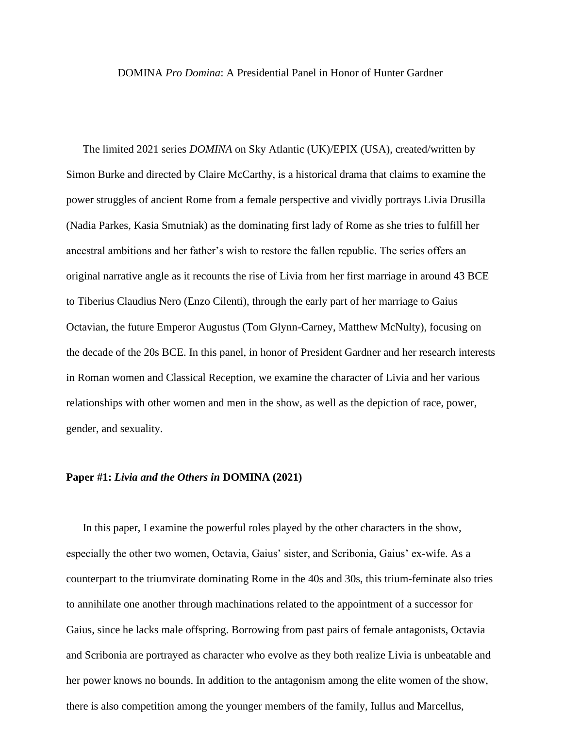# DOMINA *Pro Domina*: A Presidential Panel in Honor of Hunter Gardner

The limited 2021 series *DOMINA* on Sky Atlantic (UK)/EPIX (USA), created/written by Simon Burke and directed by Claire McCarthy, is a historical drama that claims to examine the power struggles of ancient Rome from a female perspective and vividly portrays Livia Drusilla (Nadia Parkes, Kasia Smutniak) as the dominating first lady of Rome as she tries to fulfill her ancestral ambitions and her father's wish to restore the fallen republic. The series offers an original narrative angle as it recounts the rise of Livia from her first marriage in around 43 BCE to Tiberius Claudius Nero (Enzo Cilenti), through the early part of her marriage to Gaius Octavian, the future Emperor Augustus (Tom Glynn-Carney, Matthew McNulty), focusing on the decade of the 20s BCE. In this panel, in honor of President Gardner and her research interests in Roman women and Classical Reception, we examine the character of Livia and her various relationships with other women and men in the show, as well as the depiction of race, power, gender, and sexuality.

**Paper #1: *Livia and the Others in* DOMINA (2021)**

In this paper, I examine the powerful roles played by the other characters in the show, especially the other two women, Octavia, Gaius' sister, and Scribonia, Gaius' ex-wife. As a counterpart to the triumvirate dominating Rome in the 40s and 30s, this trium-feminate also tries to annihilate one another through machinations related to the appointment of a successor for Gaius, since he lacks male offspring. Borrowing from past pairs of female antagonists, Octavia and Scribonia are portrayed as character who evolve as they both realize Livia is unbeatable and her power knows no bounds. In addition to the antagonism among the elite women of the show, there is also competition among the younger members of the family, Iullus and Marcellus,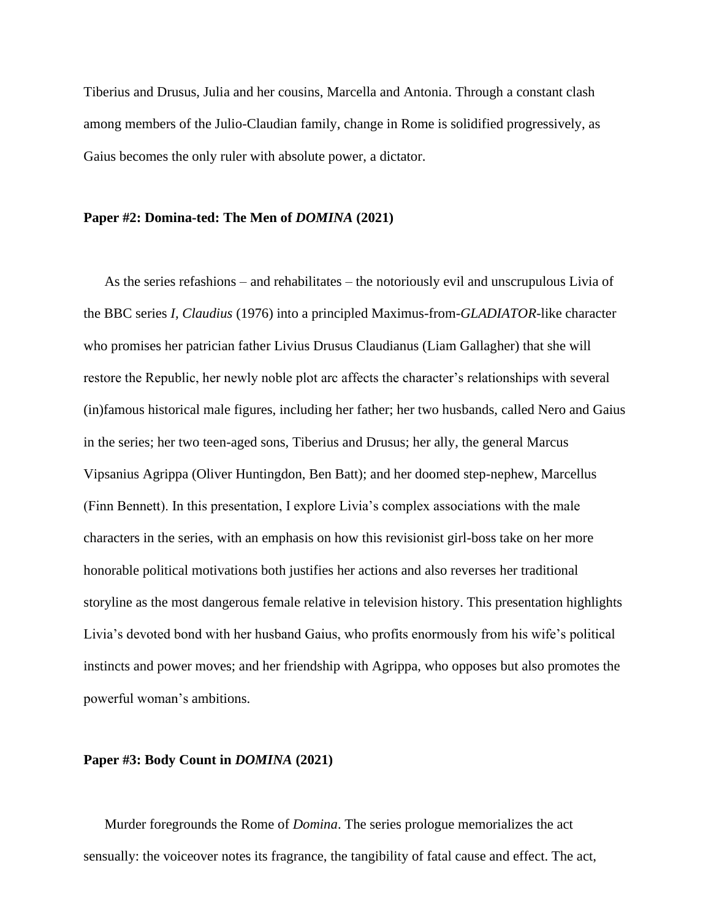Tiberius and Drusus, Julia and her cousins, Marcella and Antonia. Through a constant clash among members of the Julio-Claudian family, change in Rome is solidified progressively, as Gaius becomes the only ruler with absolute power, a dictator.

**Paper #2: Domina-ted: The Men of *DOMINA* (2021)**

As the series refashions – and rehabilitates – the notoriously evil and unscrupulous Livia of the BBC series *I, Claudius* (1976) into a principled Maximus-from-*GLADIATOR*-like character who promises her patrician father Livius Drusus Claudianus (Liam Gallagher) that she will restore the Republic, her newly noble plot arc affects the character's relationships with several (in)famous historical male figures, including her father; her two husbands, called Nero and Gaius in the series; her two teen-aged sons, Tiberius and Drusus; her ally, the general Marcus Vipsanius Agrippa (Oliver Huntingdon, Ben Batt); and her doomed step-nephew, Marcellus (Finn Bennett). In this presentation, I explore Livia's complex associations with the male characters in the series, with an emphasis on how this revisionist girl-boss take on her more honorable political motivations both justifies her actions and also reverses her traditional storyline as the most dangerous female relative in television history. This presentation highlights Livia's devoted bond with her husband Gaius, who profits enormously from his wife's political instincts and power moves; and her friendship with Agrippa, who opposes but also promotes the powerful woman's ambitions.

**Paper #3: Body Count in *DOMINA* (2021)**

Murder foregrounds the Rome of *Domina*. The series prologue memorializes the act sensually: the voiceover notes its fragrance, the tangibility of fatal cause and effect. The act,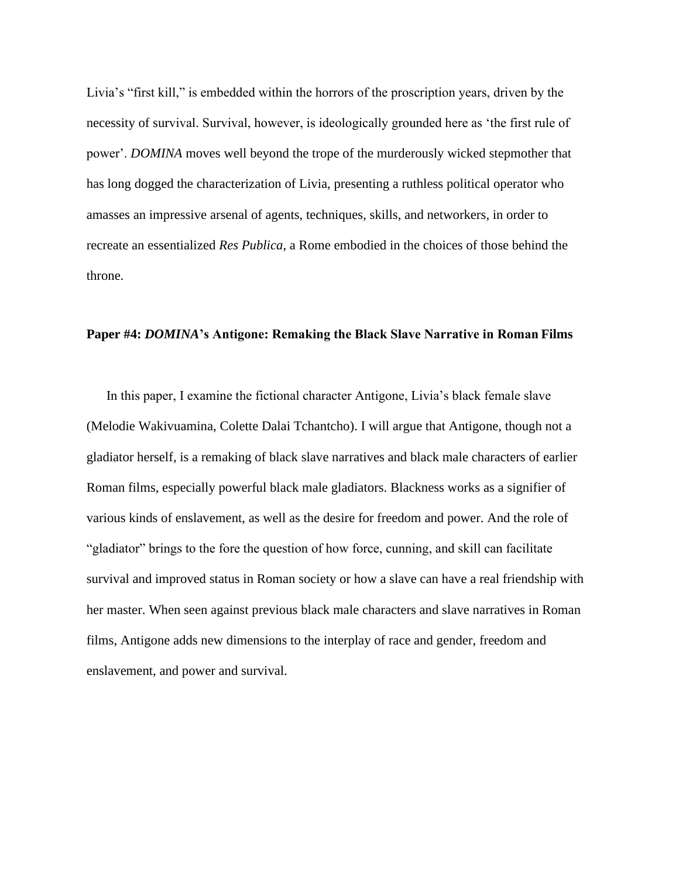Livia's "first kill," is embedded within the horrors of the proscription years, driven by the necessity of survival. Survival, however, is ideologically grounded here as 'the first rule of power'. *DOMINA* moves well beyond the trope of the murderously wicked stepmother that has long dogged the characterization of Livia, presenting a ruthless political operator who amasses an impressive arsenal of agents, techniques, skills, and networkers, in order to recreate an essentialized *Res Publica*, a Rome embodied in the choices of those behind the throne.

**Paper #4: *DOMINA*'s Antigone: Remaking the Black Slave Narrative in Roman Films**

In this paper, I examine the fictional character Antigone, Livia's black female slave (Melodie Wakivuamina, Colette Dalai Tchantcho). I will argue that Antigone, though not a gladiator herself, is a remaking of black slave narratives and black male characters of earlier Roman films, especially powerful black male gladiators. Blackness works as a signifier of various kinds of enslavement, as well as the desire for freedom and power. And the role of "gladiator" brings to the fore the question of how force, cunning, and skill can facilitate survival and improved status in Roman society or how a slave can have a real friendship with her master. When seen against previous black male characters and slave narratives in Roman films, Antigone adds new dimensions to the interplay of race and gender, freedom and enslavement, and power and survival.